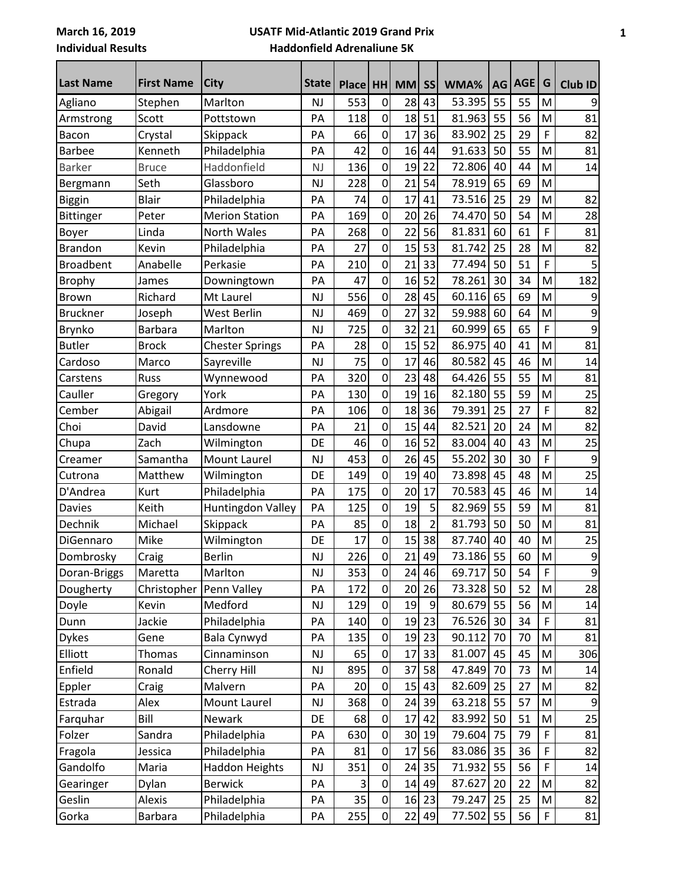**March 16, 2019**

**Individual Results**

**USATF Mid-Atlantic 2019 Grand Prix**

**Haddonfield Adrenaliune 5K**

| Last Name | First Name | City | State | Place | HH | MM | SS | WMA% | AG | AGE | G | Club ID |
|---|---|---|---|---|---|---|---|---|---|---|---|---|
| Agliano | Stephen | Marlton | NJ | 553 | 0 | 28 | 43 | 53.395 | 55 | 55 | M | 9 |
| Armstrong | Scott | Pottstown | PA | 118 | 0 | 18 | 51 | 81.963 | 55 | 56 | M | 81 |
| Bacon | Crystal | Skippack | PA | 66 | 0 | 17 | 36 | 83.902 | 25 | 29 | F | 82 |
| Barbee | Kenneth | Philadelphia | PA | 42 | 0 | 16 | 44 | 91.633 | 50 | 55 | M | 81 |
| Barker | Bruce | Haddonfield | NJ | 136 | 0 | 19 | 22 | 72.806 | 40 | 44 | M | 14 |
| Bergmann | Seth | Glassboro | NJ | 228 | 0 | 21 | 54 | 78.919 | 65 | 69 | M | |
| Biggin | Blair | Philadelphia | PA | 74 | 0 | 17 | 41 | 73.516 | 25 | 29 | M | 82 |
| Bittinger | Peter | Merion Station | PA | 169 | 0 | 20 | 26 | 74.470 | 50 | 54 | M | 28 |
| Boyer | Linda | North Wales | PA | 268 | 0 | 22 | 56 | 81.831 | 60 | 61 | F | 81 |
| Brandon | Kevin | Philadelphia | PA | 27 | 0 | 15 | 53 | 81.742 | 25 | 28 | M | 82 |
| Broadbent | Anabelle | Perkasie | PA | 210 | 0 | 21 | 33 | 77.494 | 50 | 51 | F | 5 |
| Brophy | James | Downingtown | PA | 47 | 0 | 16 | 52 | 78.261 | 30 | 34 | M | 182 |
| Brown | Richard | Mt Laurel | NJ | 556 | 0 | 28 | 45 | 60.116 | 65 | 69 | M | 9 |
| Bruckner | Joseph | West Berlin | NJ | 469 | 0 | 27 | 32 | 59.988 | 60 | 64 | M | 9 |
| Brynko | Barbara | Marlton | NJ | 725 | 0 | 32 | 21 | 60.999 | 65 | 65 | F | 9 |
| Butler | Brock | Chester Springs | PA | 28 | 0 | 15 | 52 | 86.975 | 40 | 41 | M | 81 |
| Cardoso | Marco | Sayreville | NJ | 75 | 0 | 17 | 46 | 80.582 | 45 | 46 | M | 14 |
| Carstens | Russ | Wynnewood | PA | 320 | 0 | 23 | 48 | 64.426 | 55 | 55 | M | 81 |
| Cauller | Gregory | York | PA | 130 | 0 | 19 | 16 | 82.180 | 55 | 59 | M | 25 |
| Cember | Abigail | Ardmore | PA | 106 | 0 | 18 | 36 | 79.391 | 25 | 27 | F | 82 |
| Choi | David | Lansdowne | PA | 21 | 0 | 15 | 44 | 82.521 | 20 | 24 | M | 82 |
| Chupa | Zach | Wilmington | DE | 46 | 0 | 16 | 52 | 83.004 | 40 | 43 | M | 25 |
| Creamer | Samantha | Mount Laurel | NJ | 453 | 0 | 26 | 45 | 55.202 | 30 | 30 | F | 9 |
| Cutrona | Matthew | Wilmington | DE | 149 | 0 | 19 | 40 | 73.898 | 45 | 48 | M | 25 |
| D'Andrea | Kurt | Philadelphia | PA | 175 | 0 | 20 | 17 | 70.583 | 45 | 46 | M | 14 |
| Davies | Keith | Huntingdon Valley | PA | 125 | 0 | 19 | 5 | 82.969 | 55 | 59 | M | 81 |
| Dechnik | Michael | Skippack | PA | 85 | 0 | 18 | 2 | 81.793 | 50 | 50 | M | 81 |
| DiGennaro | Mike | Wilmington | DE | 17 | 0 | 15 | 38 | 87.740 | 40 | 40 | M | 25 |
| Dombrosky | Craig | Berlin | NJ | 226 | 0 | 21 | 49 | 73.186 | 55 | 60 | M | 9 |
| Doran-Briggs | Maretta | Marlton | NJ | 353 | 0 | 24 | 46 | 69.717 | 50 | 54 | F | 9 |
| Dougherty | Christopher | Penn Valley | PA | 172 | 0 | 20 | 26 | 73.328 | 50 | 52 | M | 28 |
| Doyle | Kevin | Medford | NJ | 129 | 0 | 19 | 9 | 80.679 | 55 | 56 | M | 14 |
| Dunn | Jackie | Philadelphia | PA | 140 | 0 | 19 | 23 | 76.526 | 30 | 34 | F | 81 |
| Dykes | Gene | Bala Cynwyd | PA | 135 | 0 | 19 | 23 | 90.112 | 70 | 70 | M | 81 |
| Elliott | Thomas | Cinnaminson | NJ | 65 | 0 | 17 | 33 | 81.007 | 45 | 45 | M | 306 |
| Enfield | Ronald | Cherry Hill | NJ | 895 | 0 | 37 | 58 | 47.849 | 70 | 73 | M | 14 |
| Eppler | Craig | Malvern | PA | 20 | 0 | 15 | 43 | 82.609 | 25 | 27 | M | 82 |
| Estrada | Alex | Mount Laurel | NJ | 368 | 0 | 24 | 39 | 63.218 | 55 | 57 | M | 9 |
| Farquhar | Bill | Newark | DE | 68 | 0 | 17 | 42 | 83.992 | 50 | 51 | M | 25 |
| Folzer | Sandra | Philadelphia | PA | 630 | 0 | 30 | 19 | 79.604 | 75 | 79 | F | 81 |
| Fragola | Jessica | Philadelphia | PA | 81 | 0 | 17 | 56 | 83.086 | 35 | 36 | F | 82 |
| Gandolfo | Maria | Haddon Heights | NJ | 351 | 0 | 24 | 35 | 71.932 | 55 | 56 | F | 14 |
| Gearinger | Dylan | Berwick | PA | 3 | 0 | 14 | 49 | 87.627 | 20 | 22 | M | 82 |
| Geslin | Alexis | Philadelphia | PA | 35 | 0 | 16 | 23 | 79.247 | 25 | 25 | M | 82 |
| Gorka | Barbara | Philadelphia | PA | 255 | 0 | 22 | 49 | 77.502 | 55 | 56 | F | 81 |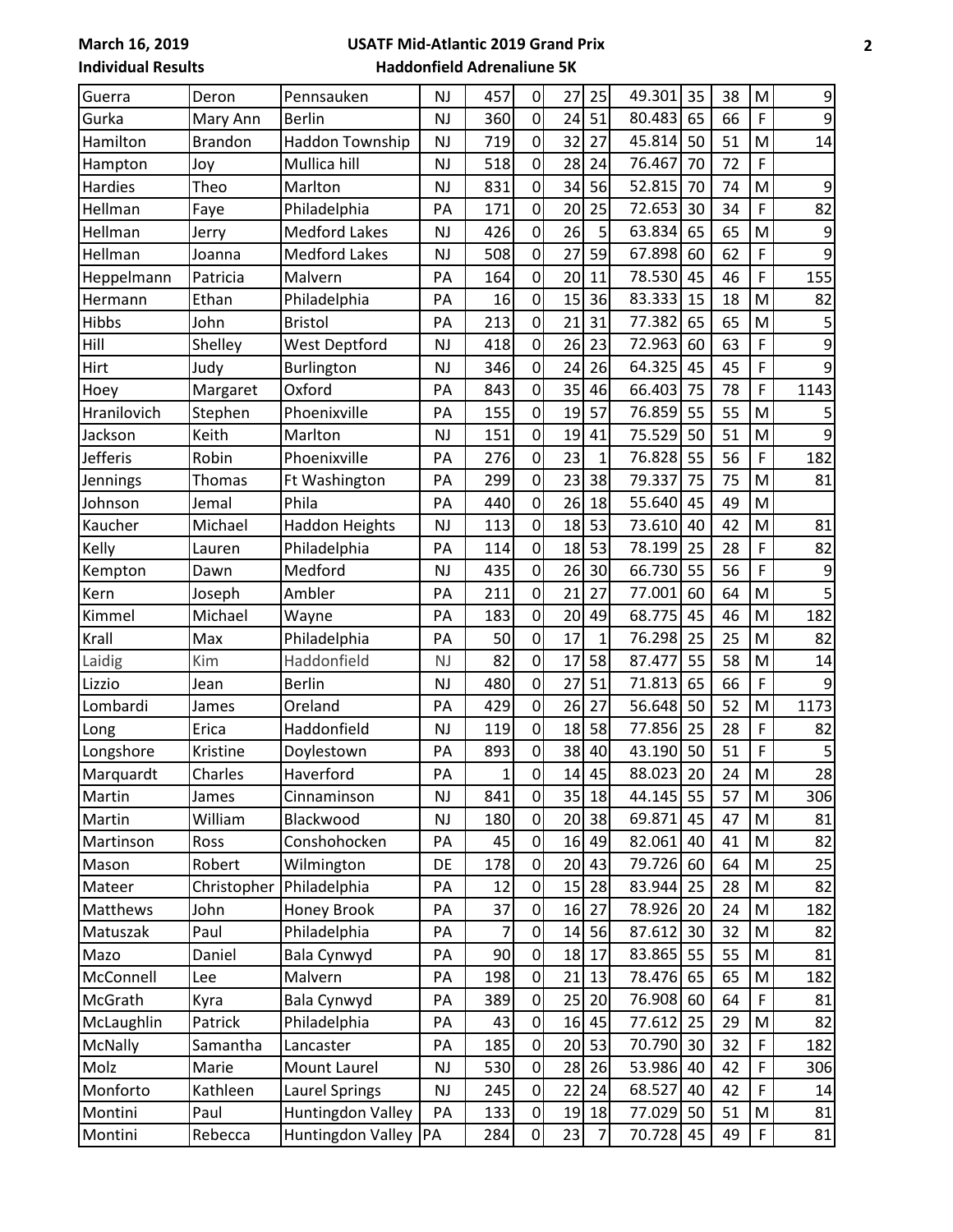**March 16, 2019** **USATF Mid-Atlantic 2019 Grand Prix**

**Individual Results** **Haddonfield Adrenaliune 5K**

| | | | | | | | | | | | | |
|---|---|---|---|---|---|---|---|---|---|---|---|---|
| Guerra | Deron | Pennsauken | NJ | 457 | 0 | 27 | 25 | 49.301 | 35 | 38 | M | 9 |
| Gurka | Mary Ann | Berlin | NJ | 360 | 0 | 24 | 51 | 80.483 | 65 | 66 | F | 9 |
| Hamilton | Brandon | Haddon Township | NJ | 719 | 0 | 32 | 27 | 45.814 | 50 | 51 | M | 14 |
| Hampton | Joy | Mullica hill | NJ | 518 | 0 | 28 | 24 | 76.467 | 70 | 72 | F | |
| Hardies | Theo | Marlton | NJ | 831 | 0 | 34 | 56 | 52.815 | 70 | 74 | M | 9 |
| Hellman | Faye | Philadelphia | PA | 171 | 0 | 20 | 25 | 72.653 | 30 | 34 | F | 82 |
| Hellman | Jerry | Medford Lakes | NJ | 426 | 0 | 26 | 5 | 63.834 | 65 | 65 | M | 9 |
| Hellman | Joanna | Medford Lakes | NJ | 508 | 0 | 27 | 59 | 67.898 | 60 | 62 | F | 9 |
| Heppelmann | Patricia | Malvern | PA | 164 | 0 | 20 | 11 | 78.530 | 45 | 46 | F | 155 |
| Hermann | Ethan | Philadelphia | PA | 16 | 0 | 15 | 36 | 83.333 | 15 | 18 | M | 82 |
| Hibbs | John | Bristol | PA | 213 | 0 | 21 | 31 | 77.382 | 65 | 65 | M | 5 |
| Hill | Shelley | West Deptford | NJ | 418 | 0 | 26 | 23 | 72.963 | 60 | 63 | F | 9 |
| Hirt | Judy | Burlington | NJ | 346 | 0 | 24 | 26 | 64.325 | 45 | 45 | F | 9 |
| Hoey | Margaret | Oxford | PA | 843 | 0 | 35 | 46 | 66.403 | 75 | 78 | F | 1143 |
| Hranilovich | Stephen | Phoenixville | PA | 155 | 0 | 19 | 57 | 76.859 | 55 | 55 | M | 5 |
| Jackson | Keith | Marlton | NJ | 151 | 0 | 19 | 41 | 75.529 | 50 | 51 | M | 9 |
| Jefferis | Robin | Phoenixville | PA | 276 | 0 | 23 | 1 | 76.828 | 55 | 56 | F | 182 |
| Jennings | Thomas | Ft Washington | PA | 299 | 0 | 23 | 38 | 79.337 | 75 | 75 | M | 81 |
| Johnson | Jemal | Phila | PA | 440 | 0 | 26 | 18 | 55.640 | 45 | 49 | M | |
| Kaucher | Michael | Haddon Heights | NJ | 113 | 0 | 18 | 53 | 73.610 | 40 | 42 | M | 81 |
| Kelly | Lauren | Philadelphia | PA | 114 | 0 | 18 | 53 | 78.199 | 25 | 28 | F | 82 |
| Kempton | Dawn | Medford | NJ | 435 | 0 | 26 | 30 | 66.730 | 55 | 56 | F | 9 |
| Kern | Joseph | Ambler | PA | 211 | 0 | 21 | 27 | 77.001 | 60 | 64 | M | 5 |
| Kimmel | Michael | Wayne | PA | 183 | 0 | 20 | 49 | 68.775 | 45 | 46 | M | 182 |
| Krall | Max | Philadelphia | PA | 50 | 0 | 17 | 1 | 76.298 | 25 | 25 | M | 82 |
| Laidig | Kim | Haddonfield | NJ | 82 | 0 | 17 | 58 | 87.477 | 55 | 58 | M | 14 |
| Lizzio | Jean | Berlin | NJ | 480 | 0 | 27 | 51 | 71.813 | 65 | 66 | F | 9 |
| Lombardi | James | Oreland | PA | 429 | 0 | 26 | 27 | 56.648 | 50 | 52 | M | 1173 |
| Long | Erica | Haddonfield | NJ | 119 | 0 | 18 | 58 | 77.856 | 25 | 28 | F | 82 |
| Longshore | Kristine | Doylestown | PA | 893 | 0 | 38 | 40 | 43.190 | 50 | 51 | F | 5 |
| Marquardt | Charles | Haverford | PA | 1 | 0 | 14 | 45 | 88.023 | 20 | 24 | M | 28 |
| Martin | James | Cinnaminson | NJ | 841 | 0 | 35 | 18 | 44.145 | 55 | 57 | M | 306 |
| Martin | William | Blackwood | NJ | 180 | 0 | 20 | 38 | 69.871 | 45 | 47 | M | 81 |
| Martinson | Ross | Conshohocken | PA | 45 | 0 | 16 | 49 | 82.061 | 40 | 41 | M | 82 |
| Mason | Robert | Wilmington | DE | 178 | 0 | 20 | 43 | 79.726 | 60 | 64 | M | 25 |
| Mateer | Christopher | Philadelphia | PA | 12 | 0 | 15 | 28 | 83.944 | 25 | 28 | M | 82 |
| Matthews | John | Honey Brook | PA | 37 | 0 | 16 | 27 | 78.926 | 20 | 24 | M | 182 |
| Matuszak | Paul | Philadelphia | PA | 7 | 0 | 14 | 56 | 87.612 | 30 | 32 | M | 82 |
| Mazo | Daniel | Bala Cynwyd | PA | 90 | 0 | 18 | 17 | 83.865 | 55 | 55 | M | 81 |
| McConnell | Lee | Malvern | PA | 198 | 0 | 21 | 13 | 78.476 | 65 | 65 | M | 182 |
| McGrath | Kyra | Bala Cynwyd | PA | 389 | 0 | 25 | 20 | 76.908 | 60 | 64 | F | 81 |
| McLaughlin | Patrick | Philadelphia | PA | 43 | 0 | 16 | 45 | 77.612 | 25 | 29 | M | 82 |
| McNally | Samantha | Lancaster | PA | 185 | 0 | 20 | 53 | 70.790 | 30 | 32 | F | 182 |
| Molz | Marie | Mount Laurel | NJ | 530 | 0 | 28 | 26 | 53.986 | 40 | 42 | F | 306 |
| Monforto | Kathleen | Laurel Springs | NJ | 245 | 0 | 22 | 24 | 68.527 | 40 | 42 | F | 14 |
| Montini | Paul | Huntingdon Valley | PA | 133 | 0 | 19 | 18 | 77.029 | 50 | 51 | M | 81 |
| Montini | Rebecca | Huntingdon Valley | PA | 284 | 0 | 23 | 7 | 70.728 | 45 | 49 | F | 81 |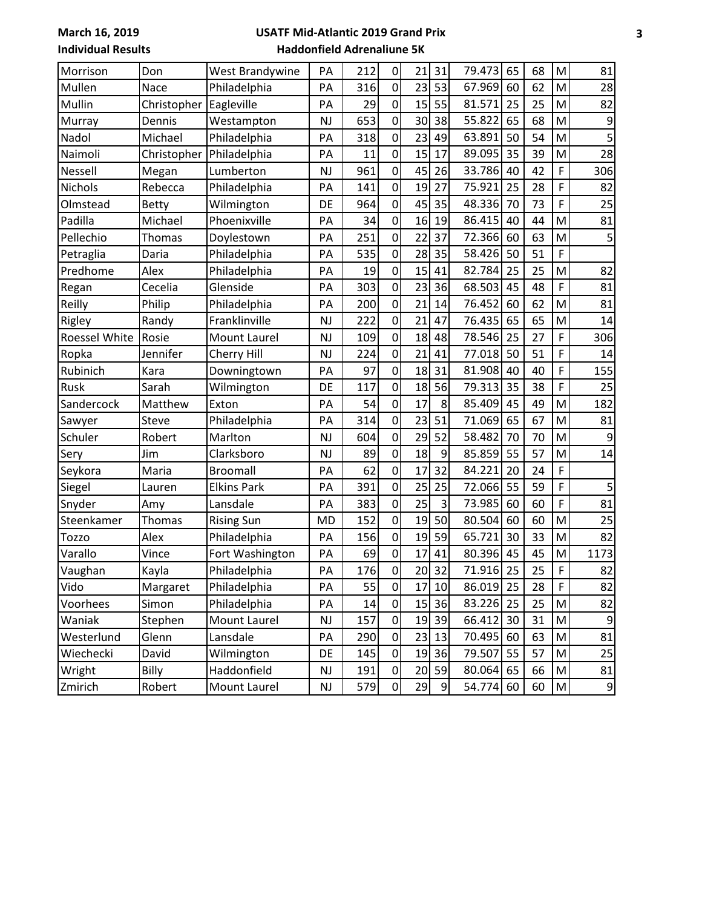March 16, 2019

Individual Results

**USATF Mid-Atlantic 2019 Grand Prix**

**Haddonfield Adrenaliune 5K**

| | | | | | | | | | | | | |
|---|---|---|---|---|---|---|---|---|---|---|---|---|
| Morrison | Don | West Brandywine | PA | 212 | 0 | 21 | 31 | 79.473 | 65 | 68 | M | 81 |
| Mullen | Nace | Philadelphia | PA | 316 | 0 | 23 | 53 | 67.969 | 60 | 62 | M | 28 |
| Mullin | Christopher | Eagleville | PA | 29 | 0 | 15 | 55 | 81.571 | 25 | 25 | M | 82 |
| Murray | Dennis | Westampton | NJ | 653 | 0 | 30 | 38 | 55.822 | 65 | 68 | M | 9 |
| Nadol | Michael | Philadelphia | PA | 318 | 0 | 23 | 49 | 63.891 | 50 | 54 | M | 5 |
| Naimoli | Christopher | Philadelphia | PA | 11 | 0 | 15 | 17 | 89.095 | 35 | 39 | M | 28 |
| Nessell | Megan | Lumberton | NJ | 961 | 0 | 45 | 26 | 33.786 | 40 | 42 | F | 306 |
| Nichols | Rebecca | Philadelphia | PA | 141 | 0 | 19 | 27 | 75.921 | 25 | 28 | F | 82 |
| Olmstead | Betty | Wilmington | DE | 964 | 0 | 45 | 35 | 48.336 | 70 | 73 | F | 25 |
| Padilla | Michael | Phoenixville | PA | 34 | 0 | 16 | 19 | 86.415 | 40 | 44 | M | 81 |
| Pellechio | Thomas | Doylestown | PA | 251 | 0 | 22 | 37 | 72.366 | 60 | 63 | M | 5 |
| Petraglia | Daria | Philadelphia | PA | 535 | 0 | 28 | 35 | 58.426 | 50 | 51 | F | |
| Predhome | Alex | Philadelphia | PA | 19 | 0 | 15 | 41 | 82.784 | 25 | 25 | M | 82 |
| Regan | Cecelia | Glenside | PA | 303 | 0 | 23 | 36 | 68.503 | 45 | 48 | F | 81 |
| Reilly | Philip | Philadelphia | PA | 200 | 0 | 21 | 14 | 76.452 | 60 | 62 | M | 81 |
| Rigley | Randy | Franklinville | NJ | 222 | 0 | 21 | 47 | 76.435 | 65 | 65 | M | 14 |
| Roessel White | Rosie | Mount Laurel | NJ | 109 | 0 | 18 | 48 | 78.546 | 25 | 27 | F | 306 |
| Ropka | Jennifer | Cherry Hill | NJ | 224 | 0 | 21 | 41 | 77.018 | 50 | 51 | F | 14 |
| Rubinich | Kara | Downingtown | PA | 97 | 0 | 18 | 31 | 81.908 | 40 | 40 | F | 155 |
| Rusk | Sarah | Wilmington | DE | 117 | 0 | 18 | 56 | 79.313 | 35 | 38 | F | 25 |
| Sandercock | Matthew | Exton | PA | 54 | 0 | 17 | 8 | 85.409 | 45 | 49 | M | 182 |
| Sawyer | Steve | Philadelphia | PA | 314 | 0 | 23 | 51 | 71.069 | 65 | 67 | M | 81 |
| Schuler | Robert | Marlton | NJ | 604 | 0 | 29 | 52 | 58.482 | 70 | 70 | M | 9 |
| Sery | Jim | Clarksboro | NJ | 89 | 0 | 18 | 9 | 85.859 | 55 | 57 | M | 14 |
| Seykora | Maria | Broomall | PA | 62 | 0 | 17 | 32 | 84.221 | 20 | 24 | F | |
| Siegel | Lauren | Elkins Park | PA | 391 | 0 | 25 | 25 | 72.066 | 55 | 59 | F | 5 |
| Snyder | Amy | Lansdale | PA | 383 | 0 | 25 | 3 | 73.985 | 60 | 60 | F | 81 |
| Steenkamer | Thomas | Rising Sun | MD | 152 | 0 | 19 | 50 | 80.504 | 60 | 60 | M | 25 |
| Tozzo | Alex | Philadelphia | PA | 156 | 0 | 19 | 59 | 65.721 | 30 | 33 | M | 82 |
| Varallo | Vince | Fort Washington | PA | 69 | 0 | 17 | 41 | 80.396 | 45 | 45 | M | 1173 |
| Vaughan | Kayla | Philadelphia | PA | 176 | 0 | 20 | 32 | 71.916 | 25 | 25 | F | 82 |
| Vido | Margaret | Philadelphia | PA | 55 | 0 | 17 | 10 | 86.019 | 25 | 28 | F | 82 |
| Voorhees | Simon | Philadelphia | PA | 14 | 0 | 15 | 36 | 83.226 | 25 | 25 | M | 82 |
| Waniak | Stephen | Mount Laurel | NJ | 157 | 0 | 19 | 39 | 66.412 | 30 | 31 | M | 9 |
| Westerlund | Glenn | Lansdale | PA | 290 | 0 | 23 | 13 | 70.495 | 60 | 63 | M | 81 |
| Wiechecki | David | Wilmington | DE | 145 | 0 | 19 | 36 | 79.507 | 55 | 57 | M | 25 |
| Wright | Billy | Haddonfield | NJ | 191 | 0 | 20 | 59 | 80.064 | 65 | 66 | M | 81 |
| Zmirich | Robert | Mount Laurel | NJ | 579 | 0 | 29 | 9 | 54.774 | 60 | 60 | M | 9 |